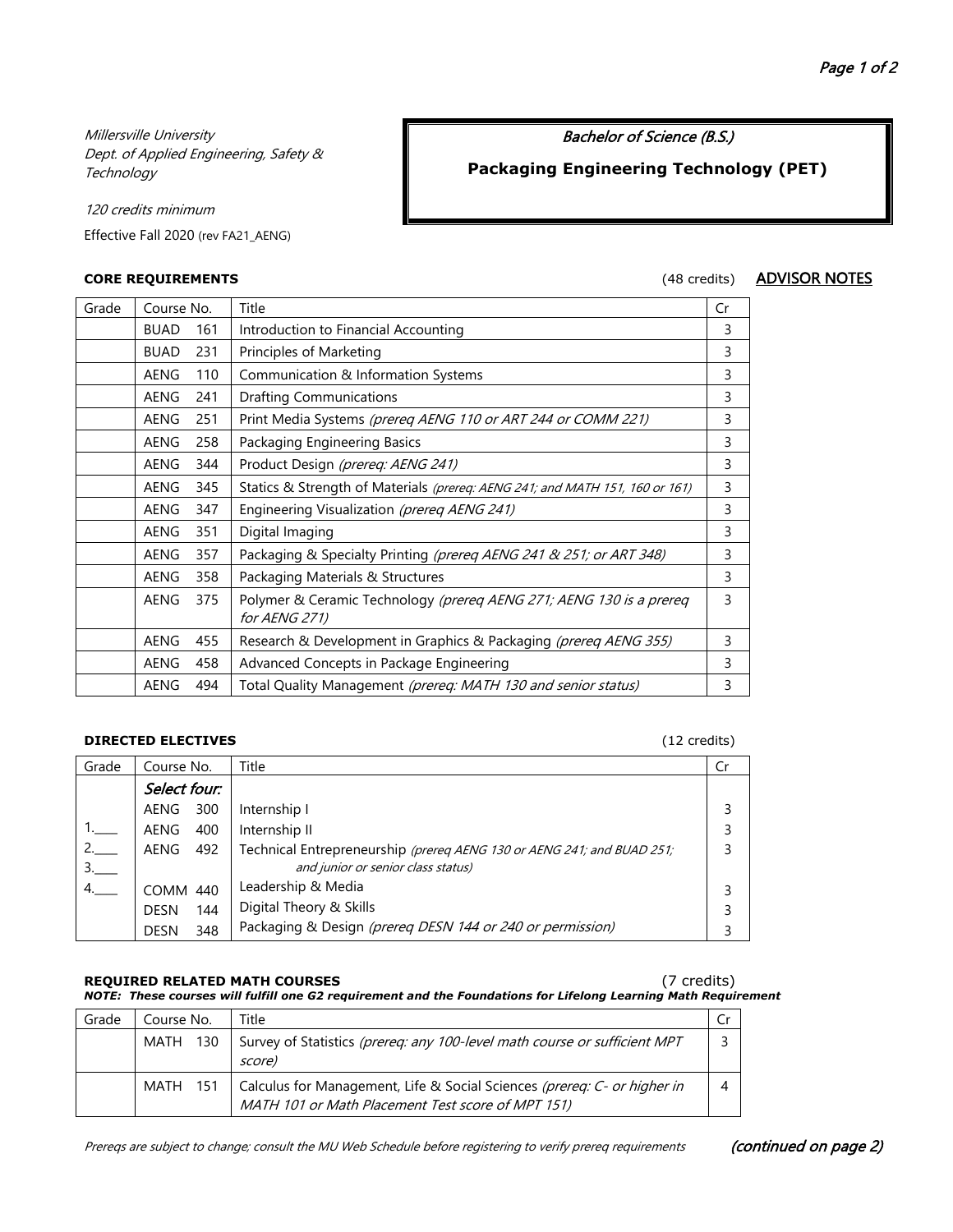*Millersville University*
*Dept. of Applied Engineering, Safety & Technology*

*120 credits minimum*

Effective Fall 2020 (rev FA21_AENG)

# *Bachelor of Science (B.S.)*

## Packaging Engineering Technology (PET)

**CORE REQUIREMENTS** (48 credits) **ADVISOR NOTES**

| Grade | Course No. | Title | Cr |
|---|---|---|---|
| | BUAD 161 | Introduction to Financial Accounting | 3 |
| | BUAD 231 | Principles of Marketing | 3 |
| | AENG 110 | Communication & Information Systems | 3 |
| | AENG 241 | Drafting Communications | 3 |
| | AENG 251 | Print Media Systems *(prereq AENG 110 or ART 244 or COMM 221)* | 3 |
| | AENG 258 | Packaging Engineering Basics | 3 |
| | AENG 344 | Product Design *(prereq: AENG 241)* | 3 |
| | AENG 345 | Statics & Strength of Materials *(prereq: AENG 241; and MATH 151, 160 or 161)* | 3 |
| | AENG 347 | Engineering Visualization *(prereq AENG 241)* | 3 |
| | AENG 351 | Digital Imaging | 3 |
| | AENG 357 | Packaging & Specialty Printing *(prereq AENG 241 & 251; or ART 348)* | 3 |
| | AENG 358 | Packaging Materials & Structures | 3 |
| | AENG 375 | Polymer & Ceramic Technology *(prereq AENG 271; AENG 130 is a prereq for AENG 271)* | 3 |
| | AENG 455 | Research & Development in Graphics & Packaging *(prereq AENG 355)* | 3 |
| | AENG 458 | Advanced Concepts in Package Engineering | 3 |
| | AENG 494 | Total Quality Management *(prereq: MATH 130 and senior status)* | 3 |

**DIRECTED ELECTIVES** (12 credits)

| Grade | Course No. | Title | Cr |
|---|---|---|---|
| | *Select four:* | | |
| | AENG 300 | Internship I | 3 |
| 1.____ | AENG 400 | Internship II | 3 |
| 2.____ | AENG 492 | Technical Entrepreneurship *(prereq AENG 130 or AENG 241; and BUAD 251; and junior or senior class status)* | 3 |
| 3.____ | | | |
| 4.____ | COMM 440 | Leadership & Media | 3 |
| | DESN 144 | Digital Theory & Skills | 3 |
| | DESN 348 | Packaging & Design *(prereq DESN 144 or 240 or permission)* | 3 |

**REQUIRED RELATED MATH COURSES** (7 credits)
***NOTE: These courses will fulfill one G2 requirement and the Foundations for Lifelong Learning Math Requirement***

| Grade | Course No. | Title | Cr |
|---|---|---|---|
| | MATH 130 | Survey of Statistics *(prereq: any 100-level math course or sufficient MPT score)* | 3 |
| | MATH 151 | Calculus for Management, Life & Social Sciences *(prereq: C- or higher in MATH 101 or Math Placement Test score of MPT 151)* | 4 |

*Prereqs are subject to change; consult the MU Web Schedule before registering to verify prereq requirements* ***(continued on page 2)***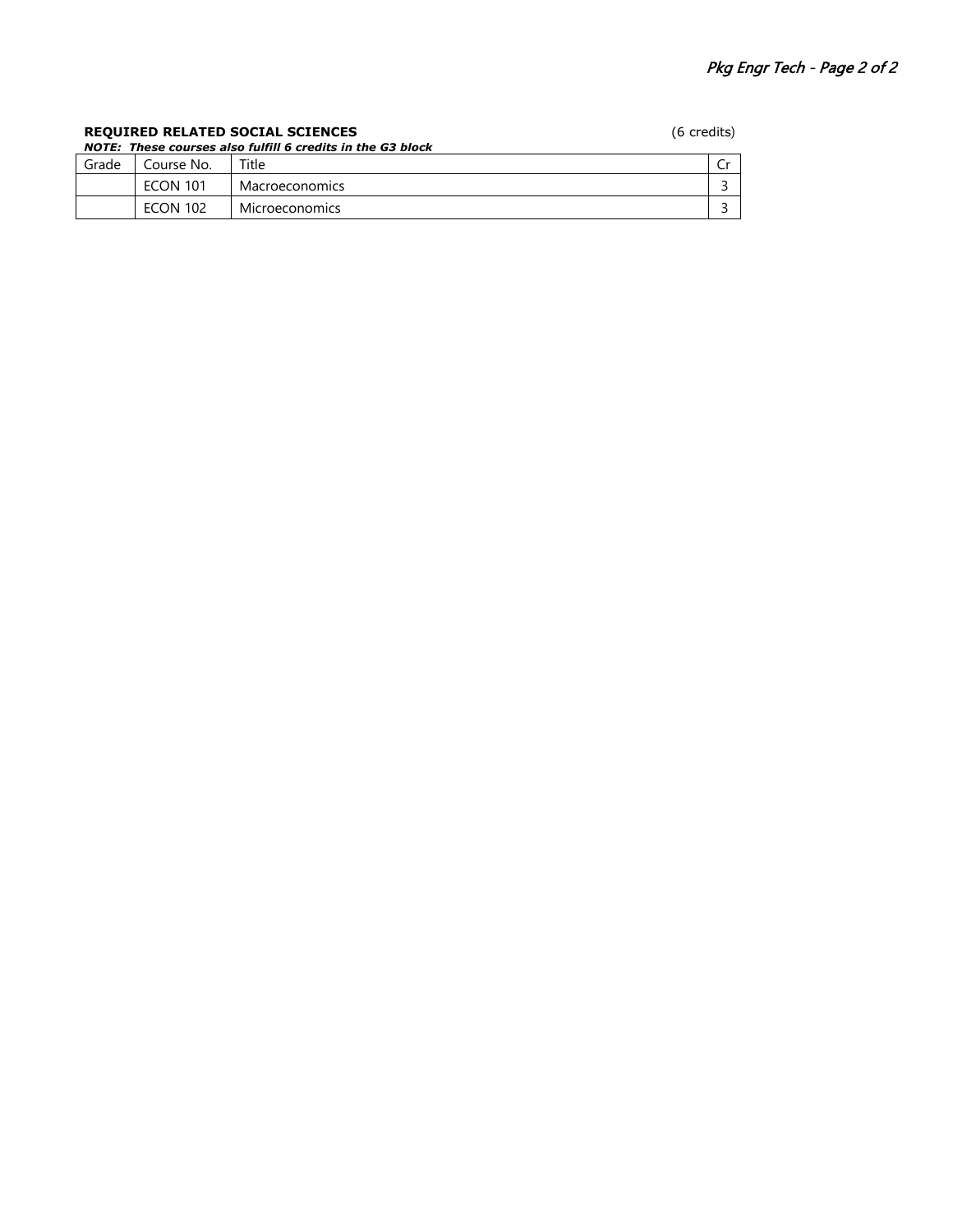**REQUIRED RELATED SOCIAL SCIENCES** (6 credits)

***NOTE: These courses also fulfill 6 credits in the G3 block***

| Grade | Course No. | Title | Cr |
|---|---|---|---|
| | ECON 101 | Macroeconomics | 3 |
| | ECON 102 | Microeconomics | 3 |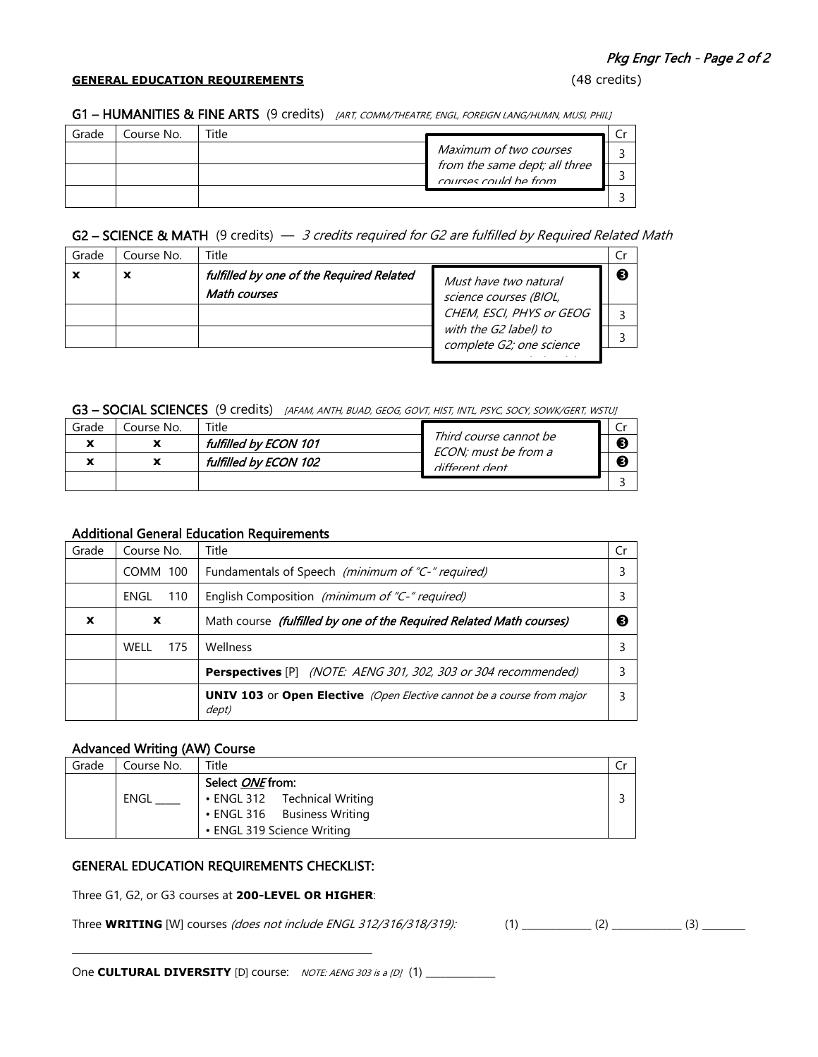**GENERAL EDUCATION REQUIREMENTS** (48 credits)

## G1 – HUMANITIES & FINE ARTS (9 credits) *[ART, COMM/THEATRE, ENGL, FOREIGN LANG/HUMN, MUSI, PHIL]*

| Grade | Course No. | Title | Cr |
|---|---|---|---|
| | | | 3 |
| | | | 3 |
| | | | 3 |

*Maximum of two courses from the same dept; all three courses could be from*

## G2 – SCIENCE & MATH (9 credits) — *3 credits required for G2 are fulfilled by Required Related Math*

| Grade | Course No. | Title | Cr |
|---|---|---|---|
| **x** | **x** | ***fulfilled by one of the Required Related Math courses*** | ❸ |
| | | | 3 |
| | | | 3 |

*Must have two natural science courses (BIOL, CHEM, ESCI, PHYS or GEOG with the G2 label) to complete G2; one science*

## G3 – SOCIAL SCIENCES (9 credits) *[AFAM, ANTH, BUAD, GEOG, GOVT, HIST, INTL, PSYC, SOCY, SOWK/GERT, WSTU]*

| Grade | Course No. | Title | Cr |
|---|---|---|---|
| **x** | **x** | ***fulfilled by ECON 101*** | ❸ |
| **x** | **x** | ***fulfilled by ECON 102*** | ❸ |
| | | | 3 |

*Third course cannot be ECON; must be from a different dept*

## Additional General Education Requirements

| Grade | Course No. | Title | Cr |
|---|---|---|---|
| | COMM 100 | Fundamentals of Speech *(minimum of "C-" required)* | 3 |
| | ENGL 110 | English Composition *(minimum of "C-" required)* | 3 |
| **x** | **x** | Math course ***(fulfilled by one of the Required Related Math courses)*** | ❸ |
| | WELL 175 | Wellness | 3 |
| | | **Perspectives** [P] *(NOTE: AENG 301, 302, 303 or 304 recommended)* | 3 |
| | | **UNIV 103** or **Open Elective** *(Open Elective cannot be a course from major dept)* | 3 |

## Advanced Writing (AW) Course

| Grade | Course No. | Title | Cr |
|---|---|---|---|
| | ENGL ____ | Select *ONE* from:<br>• ENGL 312 Technical Writing<br>• ENGL 316 Business Writing<br>• ENGL 319 Science Writing | 3 |

## GENERAL EDUCATION REQUIREMENTS CHECKLIST:

Three G1, G2, or G3 courses at **200-LEVEL OR HIGHER**:

Three **WRITING** [W] courses *(does not include ENGL 312/316/318/319):* (1) ____________ (2) ____________ (3) ________

One **CULTURAL DIVERSITY** [D] course: *NOTE: AENG 303 is a [D]* (1) ____________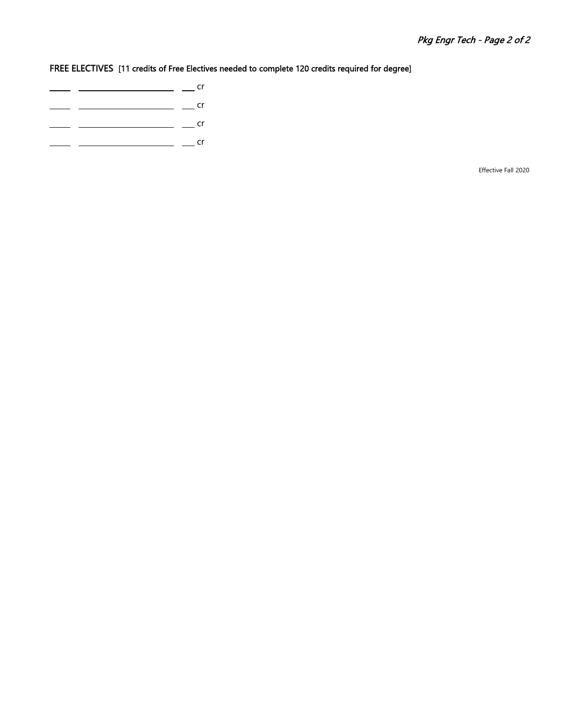**FREE ELECTIVES** [11 credits of Free Electives needed to complete 120 credits required for degree]

\_\_\_\_ \_\_\_\_\_\_\_\_\_\_\_\_\_\_\_\_\_\_\_\_ \_\_\_ cr

\_\_\_\_ \_\_\_\_\_\_\_\_\_\_\_\_\_\_\_\_\_\_\_\_ \_\_\_ cr

\_\_\_\_ \_\_\_\_\_\_\_\_\_\_\_\_\_\_\_\_\_\_\_\_ \_\_\_ cr

\_\_\_\_ \_\_\_\_\_\_\_\_\_\_\_\_\_\_\_\_\_\_\_\_ \_\_\_ cr

Effective Fall 2020